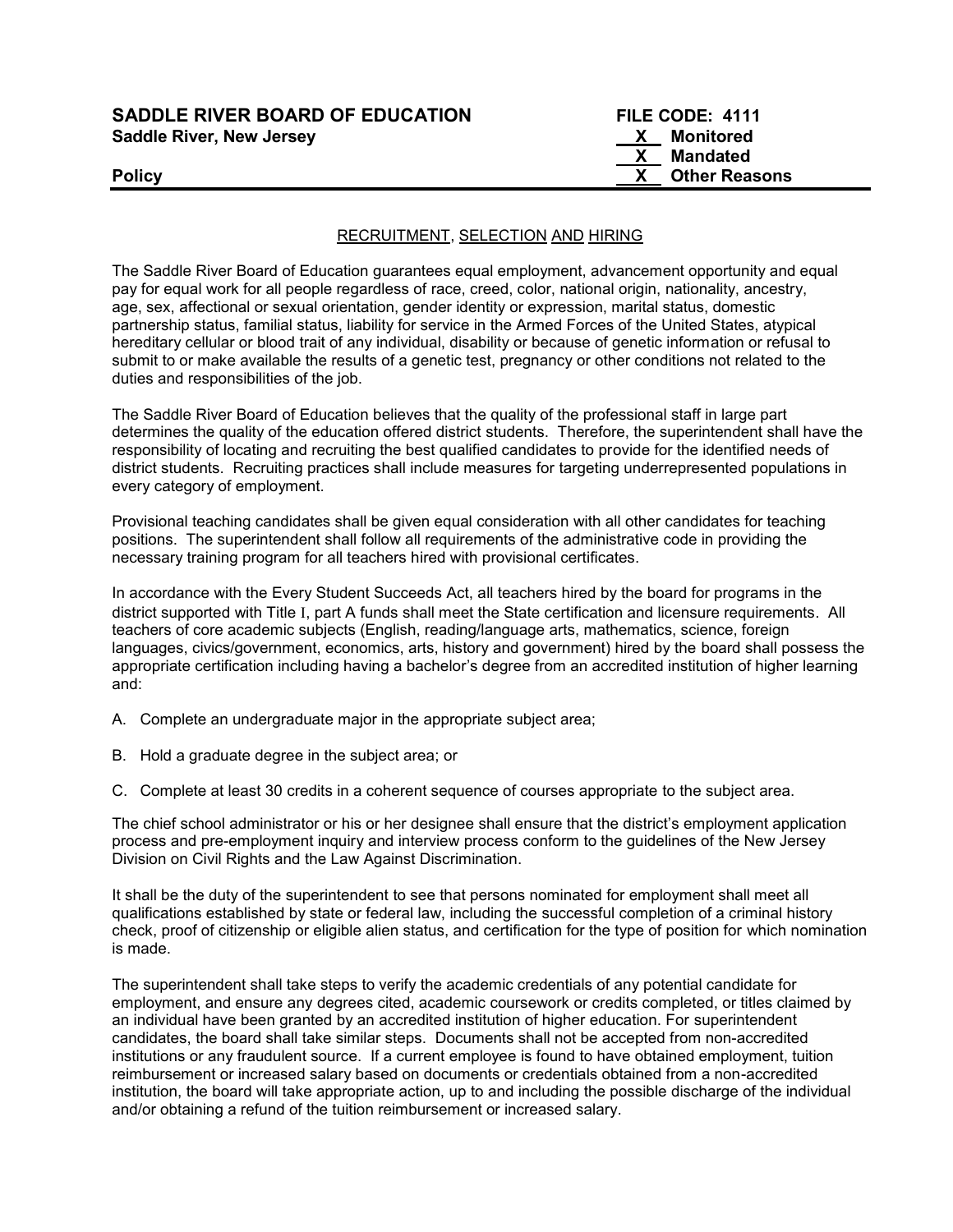**SADDLE RIVER BOARD OF EDUCATION**
**Saddle River, New Jersey**

**Policy**

**FILE CODE: 4111**
**X Monitored**
**X Mandated**
**X Other Reasons**

## RECRUITMENT, SELECTION AND HIRING

The Saddle River Board of Education guarantees equal employment, advancement opportunity and equal pay for equal work for all people regardless of race, creed, color, national origin, nationality, ancestry, age, sex, affectional or sexual orientation, gender identity or expression, marital status, domestic partnership status, familial status, liability for service in the Armed Forces of the United States, atypical hereditary cellular or blood trait of any individual, disability or because of genetic information or refusal to submit to or make available the results of a genetic test, pregnancy or other conditions not related to the duties and responsibilities of the job.

The Saddle River Board of Education believes that the quality of the professional staff in large part determines the quality of the education offered district students. Therefore, the superintendent shall have the responsibility of locating and recruiting the best qualified candidates to provide for the identified needs of district students. Recruiting practices shall include measures for targeting underrepresented populations in every category of employment.

Provisional teaching candidates shall be given equal consideration with all other candidates for teaching positions. The superintendent shall follow all requirements of the administrative code in providing the necessary training program for all teachers hired with provisional certificates.

In accordance with the Every Student Succeeds Act, all teachers hired by the board for programs in the district supported with Title I, part A funds shall meet the State certification and licensure requirements. All teachers of core academic subjects (English, reading/language arts, mathematics, science, foreign languages, civics/government, economics, arts, history and government) hired by the board shall possess the appropriate certification including having a bachelor's degree from an accredited institution of higher learning and:

A. Complete an undergraduate major in the appropriate subject area;

B. Hold a graduate degree in the subject area; or

C. Complete at least 30 credits in a coherent sequence of courses appropriate to the subject area.

The chief school administrator or his or her designee shall ensure that the district's employment application process and pre-employment inquiry and interview process conform to the guidelines of the New Jersey Division on Civil Rights and the Law Against Discrimination.

It shall be the duty of the superintendent to see that persons nominated for employment shall meet all qualifications established by state or federal law, including the successful completion of a criminal history check, proof of citizenship or eligible alien status, and certification for the type of position for which nomination is made.

The superintendent shall take steps to verify the academic credentials of any potential candidate for employment, and ensure any degrees cited, academic coursework or credits completed, or titles claimed by an individual have been granted by an accredited institution of higher education. For superintendent candidates, the board shall take similar steps. Documents shall not be accepted from non-accredited institutions or any fraudulent source. If a current employee is found to have obtained employment, tuition reimbursement or increased salary based on documents or credentials obtained from a non-accredited institution, the board will take appropriate action, up to and including the possible discharge of the individual and/or obtaining a refund of the tuition reimbursement or increased salary.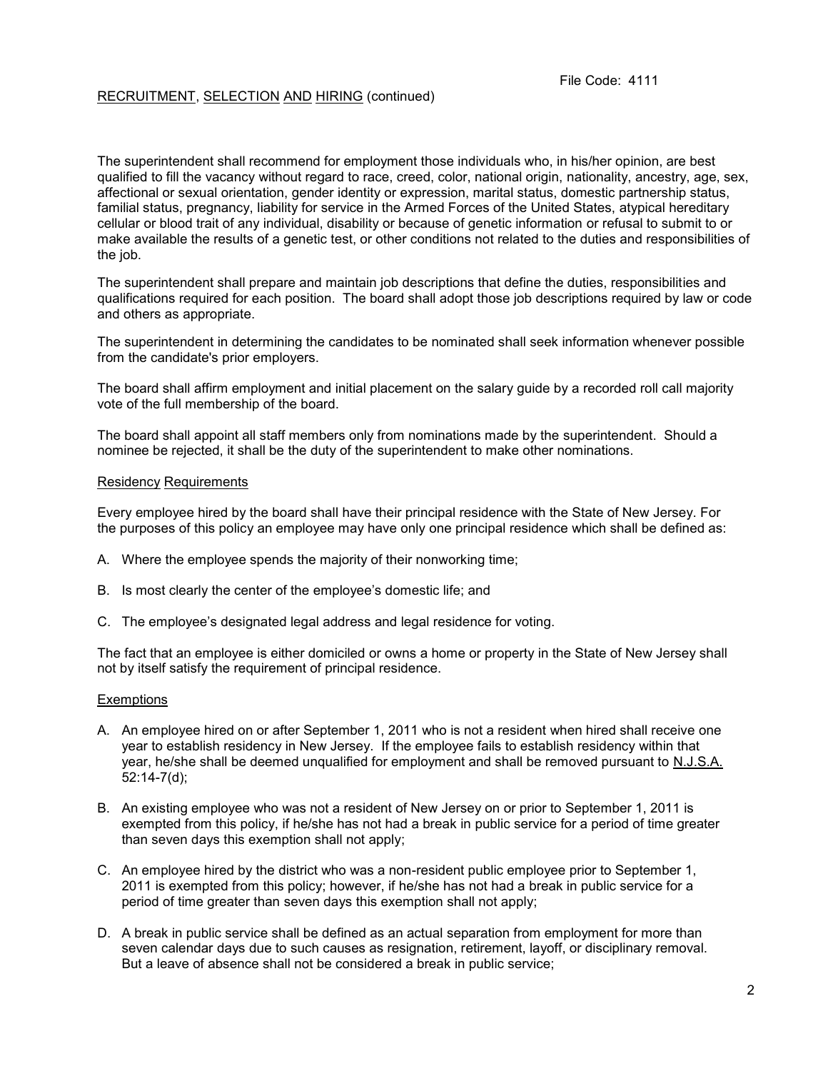The superintendent shall recommend for employment those individuals who, in his/her opinion, are best qualified to fill the vacancy without regard to race, creed, color, national origin, nationality, ancestry, age, sex, affectional or sexual orientation, gender identity or expression, marital status, domestic partnership status, familial status, pregnancy, liability for service in the Armed Forces of the United States, atypical hereditary cellular or blood trait of any individual, disability or because of genetic information or refusal to submit to or make available the results of a genetic test, or other conditions not related to the duties and responsibilities of the job.

The superintendent shall prepare and maintain job descriptions that define the duties, responsibilities and qualifications required for each position. The board shall adopt those job descriptions required by law or code and others as appropriate.

The superintendent in determining the candidates to be nominated shall seek information whenever possible from the candidate's prior employers.

The board shall affirm employment and initial placement on the salary guide by a recorded roll call majority vote of the full membership of the board.

The board shall appoint all staff members only from nominations made by the superintendent. Should a nominee be rejected, it shall be the duty of the superintendent to make other nominations.

## Residency Requirements

Every employee hired by the board shall have their principal residence with the State of New Jersey. For the purposes of this policy an employee may have only one principal residence which shall be defined as:

A. Where the employee spends the majority of their nonworking time;

B. Is most clearly the center of the employee's domestic life; and

C. The employee's designated legal address and legal residence for voting.

The fact that an employee is either domiciled or owns a home or property in the State of New Jersey shall not by itself satisfy the requirement of principal residence.

## Exemptions

A. An employee hired on or after September 1, 2011 who is not a resident when hired shall receive one year to establish residency in New Jersey. If the employee fails to establish residency within that year, he/she shall be deemed unqualified for employment and shall be removed pursuant to N.J.S.A. 52:14-7(d);

B. An existing employee who was not a resident of New Jersey on or prior to September 1, 2011 is exempted from this policy, if he/she has not had a break in public service for a period of time greater than seven days this exemption shall not apply;

C. An employee hired by the district who was a non-resident public employee prior to September 1, 2011 is exempted from this policy; however, if he/she has not had a break in public service for a period of time greater than seven days this exemption shall not apply;

D. A break in public service shall be defined as an actual separation from employment for more than seven calendar days due to such causes as resignation, retirement, layoff, or disciplinary removal. But a leave of absence shall not be considered a break in public service;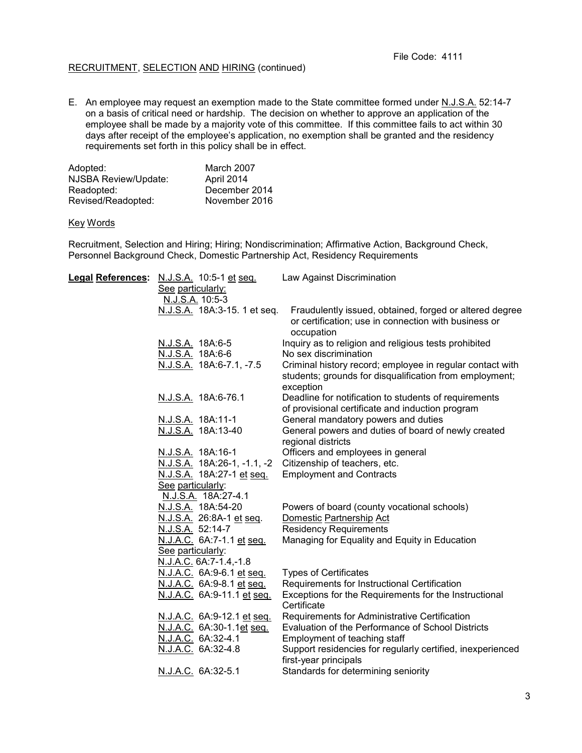RECRUITMENT, SELECTION AND HIRING (continued)

E. An employee may request an exemption made to the State committee formed under N.J.S.A. 52:14-7 on a basis of critical need or hardship. The decision on whether to approve an application of the employee shall be made by a majority vote of this committee. If this committee fails to act within 30 days after receipt of the employee's application, no exemption shall be granted and the residency requirements set forth in this policy shall be in effect.

| | |
|---|---|
| Adopted: | March 2007 |
| NJSBA Review/Update: | April 2014 |
| Readopted: | December 2014 |
| Revised/Readopted: | November 2016 |

Key Words

Recruitment, Selection and Hiring; Hiring; Nondiscrimination; Affirmative Action, Background Check, Personnel Background Check, Domestic Partnership Act, Residency Requirements

| **Legal References:** | | |
|---|---|---|
| | N.J.S.A. 10:5-1 et seq. See particularly: N.J.S.A. 10:5-3 | Law Against Discrimination |
| | N.J.S.A. 18A:3-15. 1 et seq. | Fraudulently issued, obtained, forged or altered degree or certification; use in connection with business or occupation |
| | N.J.S.A. 18A:6-5 | Inquiry as to religion and religious tests prohibited |
| | N.J.S.A. 18A:6-6 | No sex discrimination |
| | N.J.S.A. 18A:6-7.1, -7.5 | Criminal history record; employee in regular contact with students; grounds for disqualification from employment; exception |
| | N.J.S.A. 18A:6-76.1 | Deadline for notification to students of requirements of provisional certificate and induction program |
| | N.J.S.A. 18A:11-1 | General mandatory powers and duties |
| | N.J.S.A. 18A:13-40 | General powers and duties of board of newly created regional districts |
| | N.J.S.A. 18A:16-1 | Officers and employees in general |
| | N.J.S.A. 18A:26-1, -1.1, -2 | Citizenship of teachers, etc. |
| | N.J.S.A. 18A:27-1 et seq. See particularly: N.J.S.A. 18A:27-4.1 | Employment and Contracts |
| | N.J.S.A. 18A:54-20 | Powers of board (county vocational schools) |
| | N.J.S.A. 26:8A-1 et seq. | Domestic Partnership Act |
| | N.J.S.A. 52:14-7 | Residency Requirements |
| | N.J.A.C. 6A:7-1.1 et seq. See particularly: N.J.A.C. 6A:7-1.4,-1.8 | Managing for Equality and Equity in Education |
| | N.J.A.C. 6A:9-6.1 et seq. | Types of Certificates |
| | N.J.A.C. 6A:9-8.1 et seq. | Requirements for Instructional Certification |
| | N.J.A.C. 6A:9-11.1 et seq. | Exceptions for the Requirements for the Instructional Certificate |
| | N.J.A.C. 6A:9-12.1 et seq. | Requirements for Administrative Certification |
| | N.J.A.C. 6A:30-1.1et seq. | Evaluation of the Performance of School Districts |
| | N.J.A.C. 6A:32-4.1 | Employment of teaching staff |
| | N.J.A.C. 6A:32-4.8 | Support residencies for regularly certified, inexperienced first-year principals |
| | N.J.A.C. 6A:32-5.1 | Standards for determining seniority |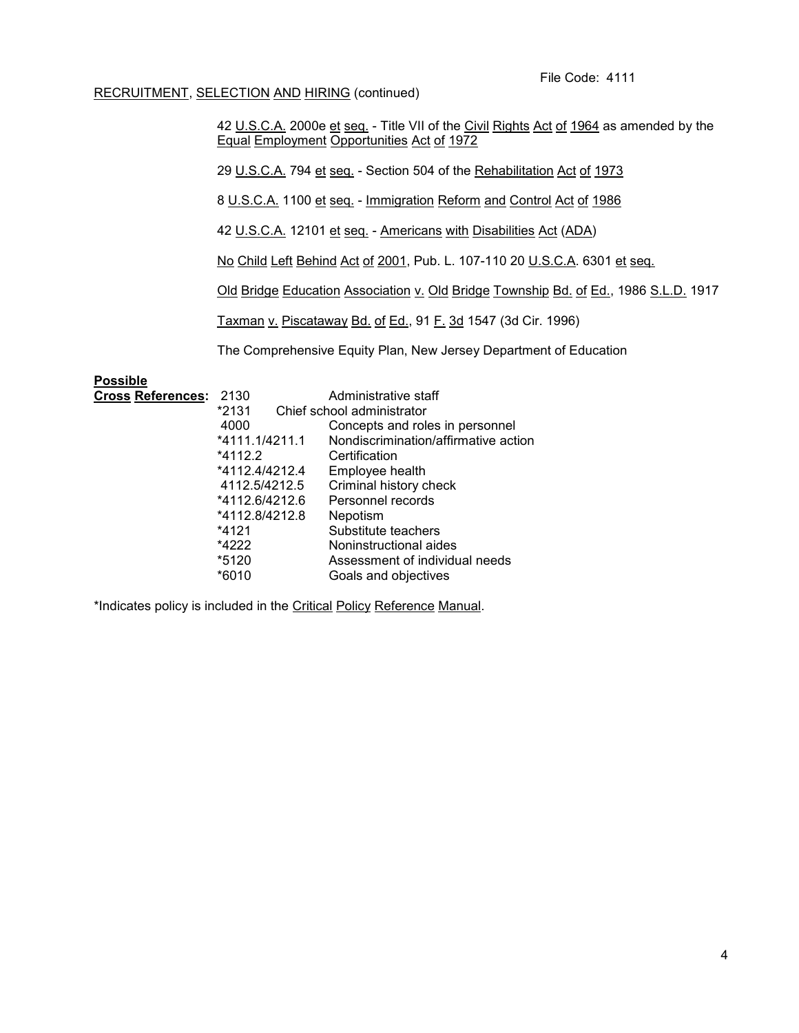File Code: 4111

RECRUITMENT, SELECTION AND HIRING (continued)

42 U.S.C.A. 2000e et seq. - Title VII of the Civil Rights Act of 1964 as amended by the Equal Employment Opportunities Act of 1972

29 U.S.C.A. 794 et seq. - Section 504 of the Rehabilitation Act of 1973

8 U.S.C.A. 1100 et seq. - Immigration Reform and Control Act of 1986

42 U.S.C.A. 12101 et seq. - Americans with Disabilities Act (ADA)

No Child Left Behind Act of 2001, Pub. L. 107-110 20 U.S.C.A. 6301 et seq.

Old Bridge Education Association v. Old Bridge Township Bd. of Ed., 1986 S.L.D. 1917

Taxman v. Piscataway Bd. of Ed., 91 F. 3d 1547 (3d Cir. 1996)

The Comprehensive Equity Plan, New Jersey Department of Education

**Possible Cross References:**

| | |
|---|---|
| 2130 | Administrative staff |
| *2131 | Chief school administrator |
| 4000 | Concepts and roles in personnel |
| *4111.1/4211.1 | Nondiscrimination/affirmative action |
| *4112.2 | Certification |
| *4112.4/4212.4 | Employee health |
| 4112.5/4212.5 | Criminal history check |
| *4112.6/4212.6 | Personnel records |
| *4112.8/4212.8 | Nepotism |
| *4121 | Substitute teachers |
| *4222 | Noninstructional aides |
| *5120 | Assessment of individual needs |
| *6010 | Goals and objectives |

*Indicates policy is included in the Critical Policy Reference Manual.